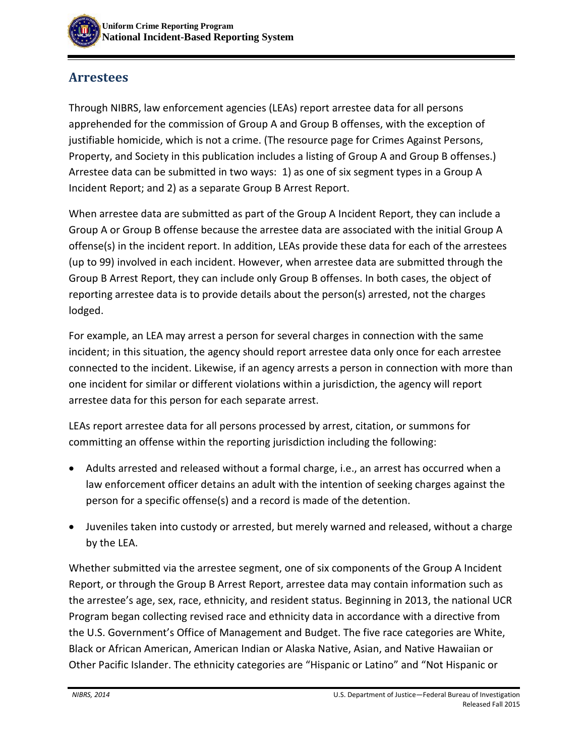## Arrestees

Through NIBRS, law enforcement agencies (LEAs) report arrestee data for all persons apprehended for the commission of Group A and Group B offenses, with the exception of justifiable homicide, which is not a crime. (The resource page for Crimes Against Persons, Property, and Society in this publication includes a listing of Group A and Group B offenses.) Arrestee data can be submitted in two ways: 1) as one of six segment types in a Group A Incident Report; and 2) as a separate Group B Arrest Report.

When arrestee data are submitted as part of the Group A Incident Report, they can include a Group A or Group B offense because the arrestee data are associated with the initial Group A offense(s) in the incident report. In addition, LEAs provide these data for each of the arrestees (up to 99) involved in each incident. However, when arrestee data are submitted through the Group B Arrest Report, they can include only Group B offenses. In both cases, the object of reporting arrestee data is to provide details about the person(s) arrested, not the charges lodged.

For example, an LEA may arrest a person for several charges in connection with the same incident; in this situation, the agency should report arrestee data only once for each arrestee connected to the incident. Likewise, if an agency arrests a person in connection with more than one incident for similar or different violations within a jurisdiction, the agency will report arrestee data for this person for each separate arrest.

LEAs report arrestee data for all persons processed by arrest, citation, or summons for committing an offense within the reporting jurisdiction including the following:

- Adults arrested and released without a formal charge, i.e., an arrest has occurred when a law enforcement officer detains an adult with the intention of seeking charges against the person for a specific offense(s) and a record is made of the detention.
- Juveniles taken into custody or arrested, but merely warned and released, without a charge by the LEA.

Whether submitted via the arrestee segment, one of six components of the Group A Incident Report, or through the Group B Arrest Report, arrestee data may contain information such as the arrestee's age, sex, race, ethnicity, and resident status. Beginning in 2013, the national UCR Program began collecting revised race and ethnicity data in accordance with a directive from the U.S. Government's Office of Management and Budget. The five race categories are White, Black or African American, American Indian or Alaska Native, Asian, and Native Hawaiian or Other Pacific Islander. The ethnicity categories are "Hispanic or Latino" and "Not Hispanic or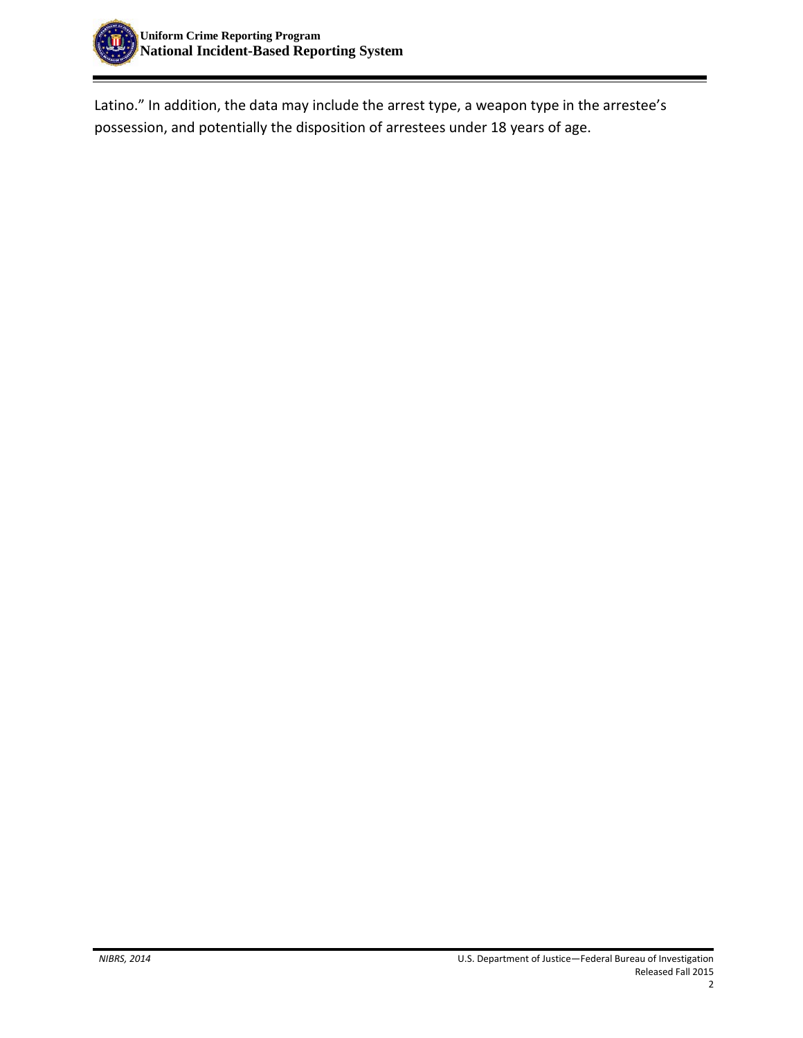Latino." In addition, the data may include the arrest type, a weapon type in the arrestee's possession, and potentially the disposition of arrestees under 18 years of age.